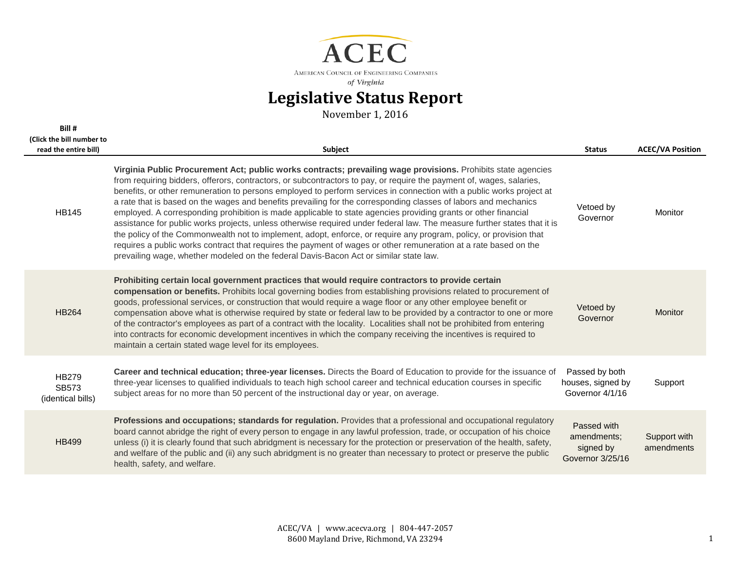ACEC

American Council of Engineering Companies
*of Virginia*

# Legislative Status Report

November 1, 2016

| Bill # (Click the bill number to read the entire bill) | Subject | Status | ACEC/VA Position |
|---|---|---|---|
| HB145 | **Virginia Public Procurement Act; public works contracts; prevailing wage provisions.** Prohibits state agencies from requiring bidders, offerors, contractors, or subcontractors to pay, or require the payment of, wages, salaries, benefits, or other remuneration to persons employed to perform services in connection with a public works project at a rate that is based on the wages and benefits prevailing for the corresponding classes of labors and mechanics employed. A corresponding prohibition is made applicable to state agencies providing grants or other financial assistance for public works projects, unless otherwise required under federal law. The measure further states that it is the policy of the Commonwealth not to implement, adopt, enforce, or require any program, policy, or provision that requires a public works contract that requires the payment of wages or other remuneration at a rate based on the prevailing wage, whether modeled on the federal Davis-Bacon Act or similar state law. | Vetoed by Governor | Monitor |
| HB264 | **Prohibiting certain local government practices that would require contractors to provide certain compensation or benefits.** Prohibits local governing bodies from establishing provisions related to procurement of goods, professional services, or construction that would require a wage floor or any other employee benefit or compensation above what is otherwise required by state or federal law to be provided by a contractor to one or more of the contractor's employees as part of a contract with the locality. Localities shall not be prohibited from entering into contracts for economic development incentives in which the company receiving the incentives is required to maintain a certain stated wage level for its employees. | Vetoed by Governor | Monitor |
| HB279<br>SB573<br>(identical bills) | **Career and technical education; three-year licenses.** Directs the Board of Education to provide for the issuance of three-year licenses to qualified individuals to teach high school career and technical education courses in specific subject areas for no more than 50 percent of the instructional day or year, on average. | Passed by both houses, signed by Governor 4/1/16 | Support |
| HB499 | **Professions and occupations; standards for regulation.** Provides that a professional and occupational regulatory board cannot abridge the right of every person to engage in any lawful profession, trade, or occupation of his choice unless (i) it is clearly found that such abridgment is necessary for the protection or preservation of the health, safety, and welfare of the public and (ii) any such abridgment is no greater than necessary to protect or preserve the public health, safety, and welfare. | Passed with amendments; signed by Governor 3/25/16 | Support with amendments |

ACEC/VA | www.acecva.org | 804-447-2057
8600 Mayland Drive, Richmond, VA 23294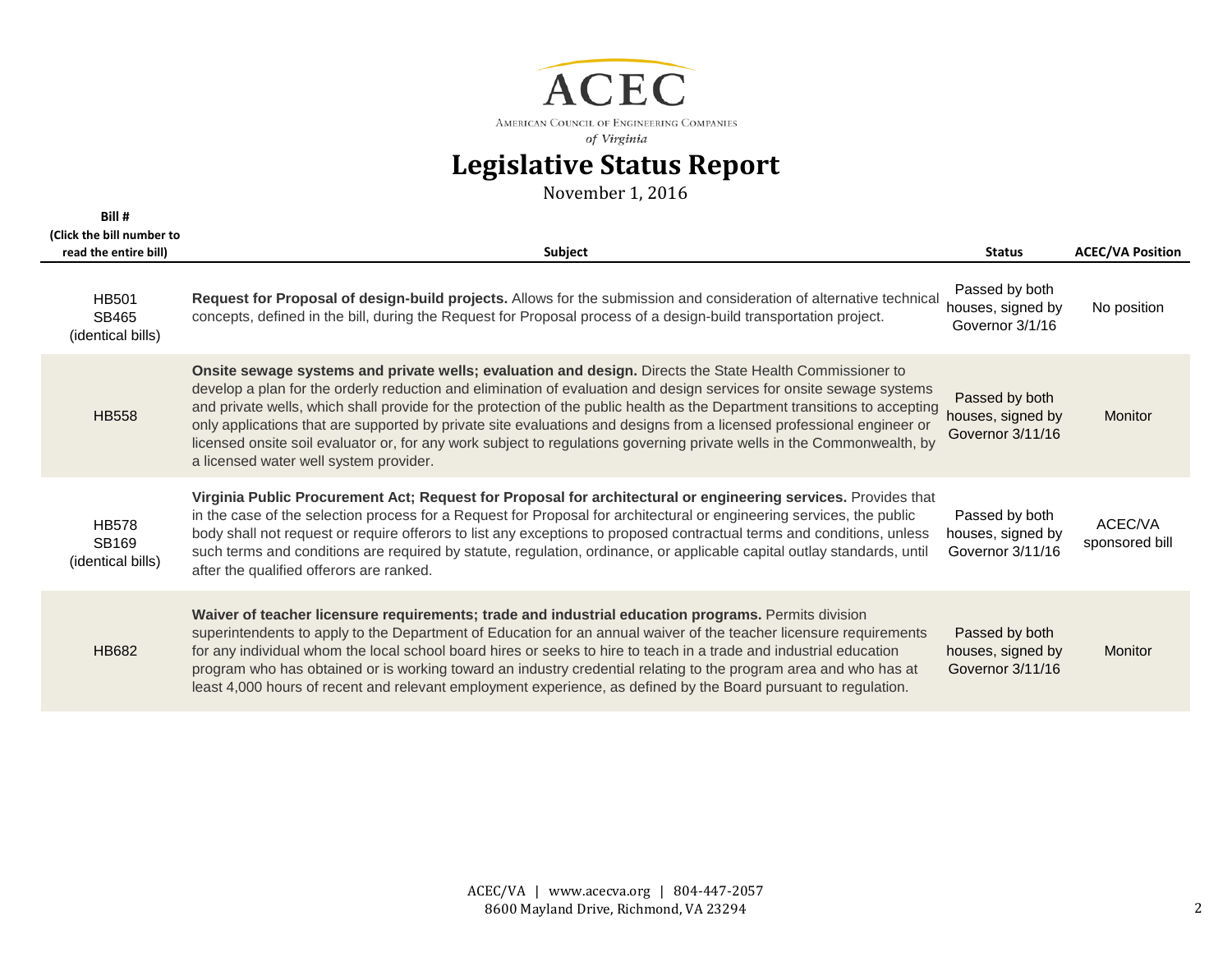ACEC

AMERICAN COUNCIL OF ENGINEERING COMPANIES

*of Virginia*

# Legislative Status Report

November 1, 2016

| Bill # (Click the bill number to read the entire bill) | Subject | Status | ACEC/VA Position |
|---|---|---|---|
| HB501 SB465 (identical bills) | **Request for Proposal of design-build projects.** Allows for the submission and consideration of alternative technical concepts, defined in the bill, during the Request for Proposal process of a design-build transportation project. | Passed by both houses, signed by Governor 3/1/16 | No position |
| HB558 | **Onsite sewage systems and private wells; evaluation and design.** Directs the State Health Commissioner to develop a plan for the orderly reduction and elimination of evaluation and design services for onsite sewage systems and private wells, which shall provide for the protection of the public health as the Department transitions to accepting only applications that are supported by private site evaluations and designs from a licensed professional engineer or licensed onsite soil evaluator or, for any work subject to regulations governing private wells in the Commonwealth, by a licensed water well system provider. | Passed by both houses, signed by Governor 3/11/16 | Monitor |
| HB578 SB169 (identical bills) | **Virginia Public Procurement Act; Request for Proposal for architectural or engineering services.** Provides that in the case of the selection process for a Request for Proposal for architectural or engineering services, the public body shall not request or require offerors to list any exceptions to proposed contractual terms and conditions, unless such terms and conditions are required by statute, regulation, ordinance, or applicable capital outlay standards, until after the qualified offerors are ranked. | Passed by both houses, signed by Governor 3/11/16 | ACEC/VA sponsored bill |
| HB682 | **Waiver of teacher licensure requirements; trade and industrial education programs.** Permits division superintendents to apply to the Department of Education for an annual waiver of the teacher licensure requirements for any individual whom the local school board hires or seeks to hire to teach in a trade and industrial education program who has obtained or is working toward an industry credential relating to the program area and who has at least 4,000 hours of recent and relevant employment experience, as defined by the Board pursuant to regulation. | Passed by both houses, signed by Governor 3/11/16 | Monitor |

ACEC/VA | www.acecva.org | 804-447-2057
8600 Mayland Drive, Richmond, VA 23294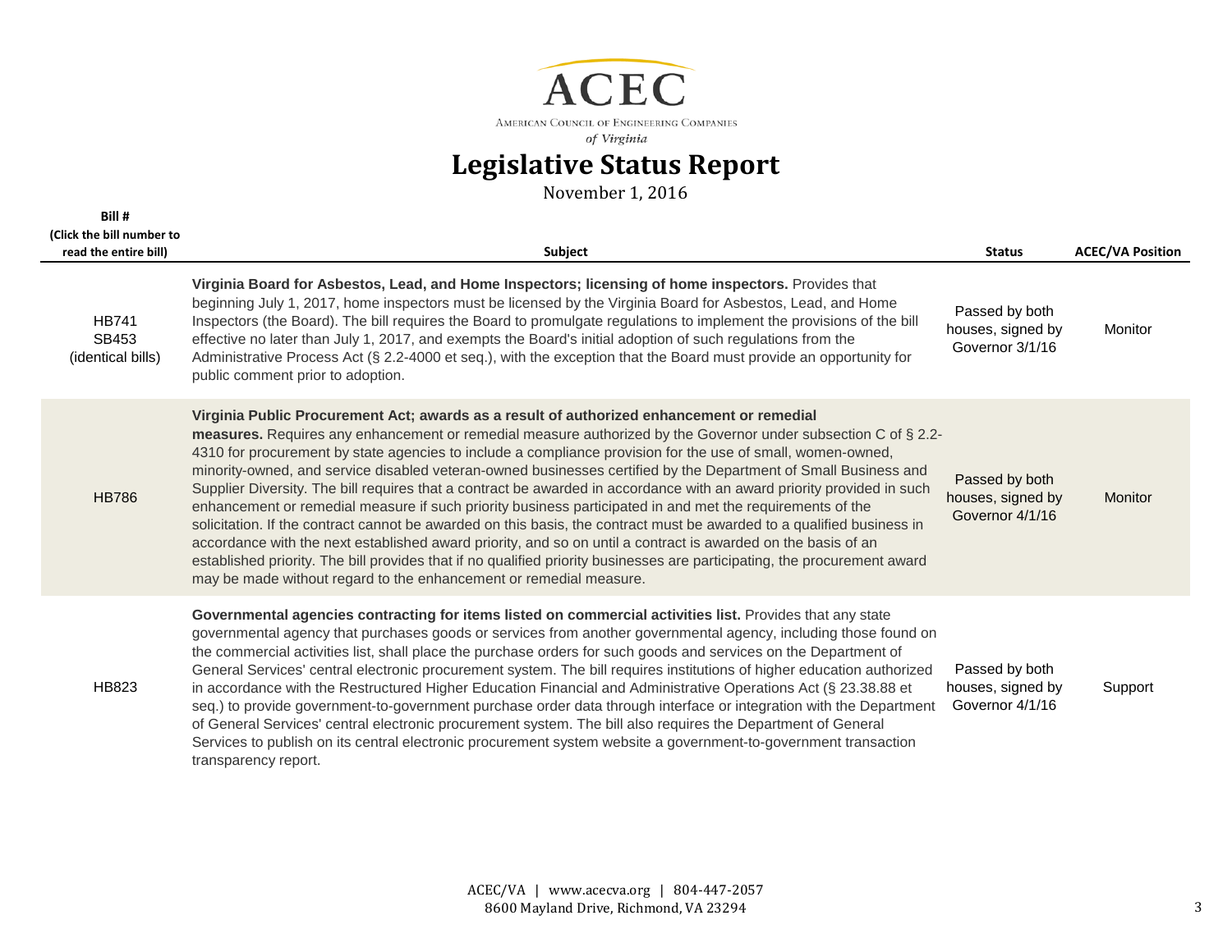ACEC

AMERICAN COUNCIL OF ENGINEERING COMPANIES
*of Virginia*

# Legislative Status Report

November 1, 2016

| Bill # (Click the bill number to read the entire bill) | Subject | Status | ACEC/VA Position |
|---|---|---|---|
| HB741<br>SB453<br>(identical bills) | **Virginia Board for Asbestos, Lead, and Home Inspectors; licensing of home inspectors.** Provides that beginning July 1, 2017, home inspectors must be licensed by the Virginia Board for Asbestos, Lead, and Home Inspectors (the Board). The bill requires the Board to promulgate regulations to implement the provisions of the bill effective no later than July 1, 2017, and exempts the Board's initial adoption of such regulations from the Administrative Process Act (§ 2.2-4000 et seq.), with the exception that the Board must provide an opportunity for public comment prior to adoption. | Passed by both houses, signed by Governor 3/1/16 | Monitor |
| HB786 | **Virginia Public Procurement Act; awards as a result of authorized enhancement or remedial measures.** Requires any enhancement or remedial measure authorized by the Governor under subsection C of § 2.2-4310 for procurement by state agencies to include a compliance provision for the use of small, women-owned, minority-owned, and service disabled veteran-owned businesses certified by the Department of Small Business and Supplier Diversity. The bill requires that a contract be awarded in accordance with an award priority provided in such enhancement or remedial measure if such priority business participated in and met the requirements of the solicitation. If the contract cannot be awarded on this basis, the contract must be awarded to a qualified business in accordance with the next established award priority, and so on until a contract is awarded on the basis of an established priority. The bill provides that if no qualified priority businesses are participating, the procurement award may be made without regard to the enhancement or remedial measure. | Passed by both houses, signed by Governor 4/1/16 | Monitor |
| HB823 | **Governmental agencies contracting for items listed on commercial activities list.** Provides that any state governmental agency that purchases goods or services from another governmental agency, including those found on the commercial activities list, shall place the purchase orders for such goods and services on the Department of General Services' central electronic procurement system. The bill requires institutions of higher education authorized in accordance with the Restructured Higher Education Financial and Administrative Operations Act (§ 23.38.88 et seq.) to provide government-to-government purchase order data through interface or integration with the Department of General Services' central electronic procurement system. The bill also requires the Department of General Services to publish on its central electronic procurement system website a government-to-government transaction transparency report. | Passed by both houses, signed by Governor 4/1/16 | Support |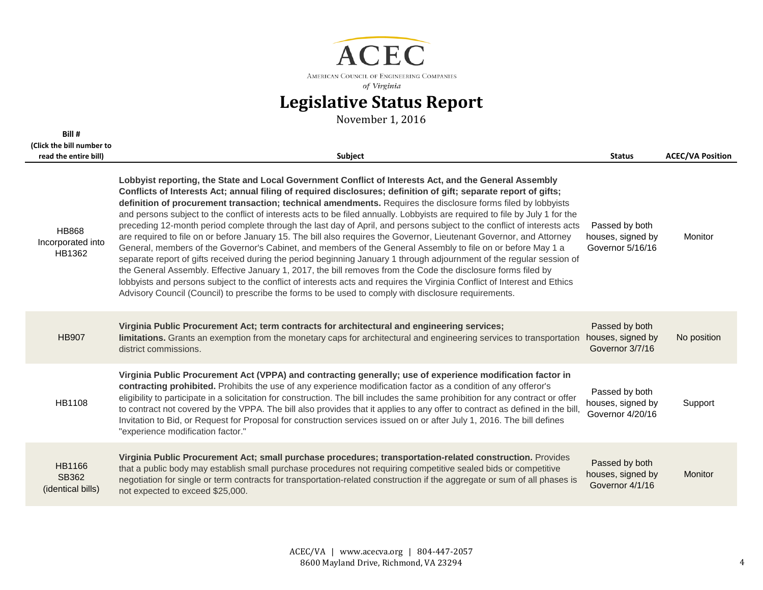ACEC

American Council of Engineering Companies

*of Virginia*

# Legislative Status Report

November 1, 2016

| Bill # (Click the bill number to read the entire bill) | Subject | Status | ACEC/VA Position |
|---|---|---|---|
| HB868 Incorporated into HB1362 | **Lobbyist reporting, the State and Local Government Conflict of Interests Act, and the General Assembly Conflicts of Interests Act; annual filing of required disclosures; definition of gift; separate report of gifts; definition of procurement transaction; technical amendments.** Requires the disclosure forms filed by lobbyists and persons subject to the conflict of interests acts to be filed annually. Lobbyists are required to file by July 1 for the preceding 12-month period complete through the last day of April, and persons subject to the conflict of interests acts are required to file on or before January 15. The bill also requires the Governor, Lieutenant Governor, and Attorney General, members of the Governor's Cabinet, and members of the General Assembly to file on or before May 1 a separate report of gifts received during the period beginning January 1 through adjournment of the regular session of the General Assembly. Effective January 1, 2017, the bill removes from the Code the disclosure forms filed by lobbyists and persons subject to the conflict of interests acts and requires the Virginia Conflict of Interest and Ethics Advisory Council (Council) to prescribe the forms to be used to comply with disclosure requirements. | Passed by both houses, signed by Governor 5/16/16 | Monitor |
| HB907 | **Virginia Public Procurement Act; term contracts for architectural and engineering services; limitations.** Grants an exemption from the monetary caps for architectural and engineering services to transportation district commissions. | Passed by both houses, signed by Governor 3/7/16 | No position |
| HB1108 | **Virginia Public Procurement Act (VPPA) and contracting generally; use of experience modification factor in contracting prohibited.** Prohibits the use of any experience modification factor as a condition of any offeror's eligibility to participate in a solicitation for construction. The bill includes the same prohibition for any contract or offer to contract not covered by the VPPA. The bill also provides that it applies to any offer to contract as defined in the bill, Invitation to Bid, or Request for Proposal for construction services issued on or after July 1, 2016. The bill defines "experience modification factor." | Passed by both houses, signed by Governor 4/20/16 | Support |
| HB1166 SB362 (identical bills) | **Virginia Public Procurement Act; small purchase procedures; transportation-related construction.** Provides that a public body may establish small purchase procedures not requiring competitive sealed bids or competitive negotiation for single or term contracts for transportation-related construction if the aggregate or sum of all phases is not expected to exceed $25,000. | Passed by both houses, signed by Governor 4/1/16 | Monitor |

ACEC/VA | www.acecva.org | 804-447-2057
8600 Mayland Drive, Richmond, VA 23294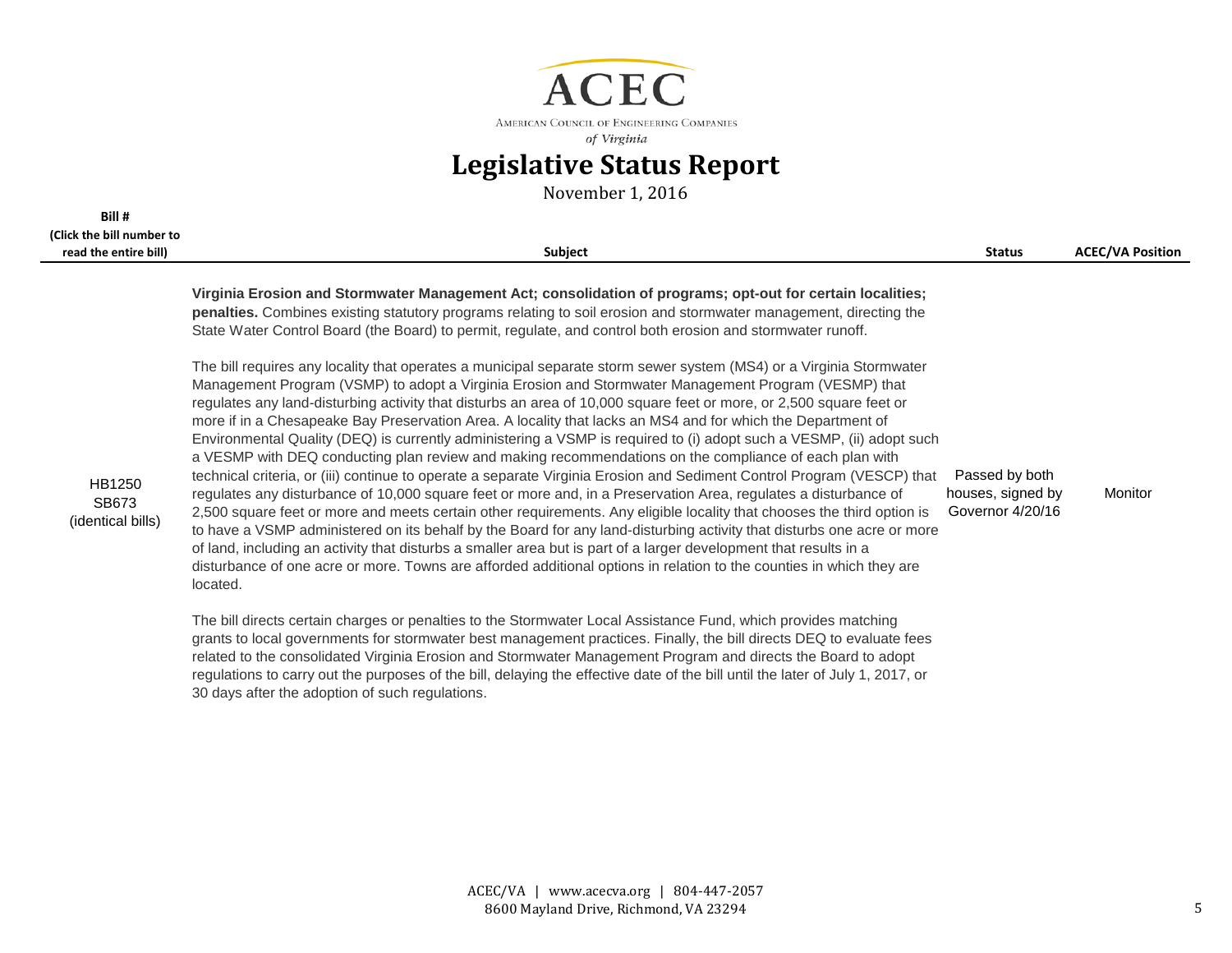# ACEC

AMERICAN COUNCIL OF ENGINEERING COMPANIES *of Virginia*

## Legislative Status Report

November 1, 2016

| Bill # (Click the bill number to read the entire bill) | Subject | Status | ACEC/VA Position |
|---|---|---|---|
| HB1250 SB673 (identical bills) | **Virginia Erosion and Stormwater Management Act; consolidation of programs; opt-out for certain localities; penalties.** Combines existing statutory programs relating to soil erosion and stormwater management, directing the State Water Control Board (the Board) to permit, regulate, and control both erosion and stormwater runoff.<br><br>The bill requires any locality that operates a municipal separate storm sewer system (MS4) or a Virginia Stormwater Management Program (VSMP) to adopt a Virginia Erosion and Stormwater Management Program (VESMP) that regulates any land-disturbing activity that disturbs an area of 10,000 square feet or more, or 2,500 square feet or more if in a Chesapeake Bay Preservation Area. A locality that lacks an MS4 and for which the Department of Environmental Quality (DEQ) is currently administering a VSMP is required to (i) adopt such a VESMP, (ii) adopt such a VESMP with DEQ conducting plan review and making recommendations on the compliance of each plan with technical criteria, or (iii) continue to operate a separate Virginia Erosion and Sediment Control Program (VESCP) that regulates any disturbance of 10,000 square feet or more and, in a Preservation Area, regulates a disturbance of 2,500 square feet or more and meets certain other requirements. Any eligible locality that chooses the third option is to have a VSMP administered on its behalf by the Board for any land-disturbing activity that disturbs one acre or more of land, including an activity that disturbs a smaller area but is part of a larger development that results in a disturbance of one acre or more. Towns are afforded additional options in relation to the counties in which they are located.<br><br>The bill directs certain charges or penalties to the Stormwater Local Assistance Fund, which provides matching grants to local governments for stormwater best management practices. Finally, the bill directs DEQ to evaluate fees related to the consolidated Virginia Erosion and Stormwater Management Program and directs the Board to adopt regulations to carry out the purposes of the bill, delaying the effective date of the bill until the later of July 1, 2017, or 30 days after the adoption of such regulations. | Passed by both houses, signed by Governor 4/20/16 | Monitor |

ACEC/VA | www.acecva.org | 804-447-2057
8600 Mayland Drive, Richmond, VA 23294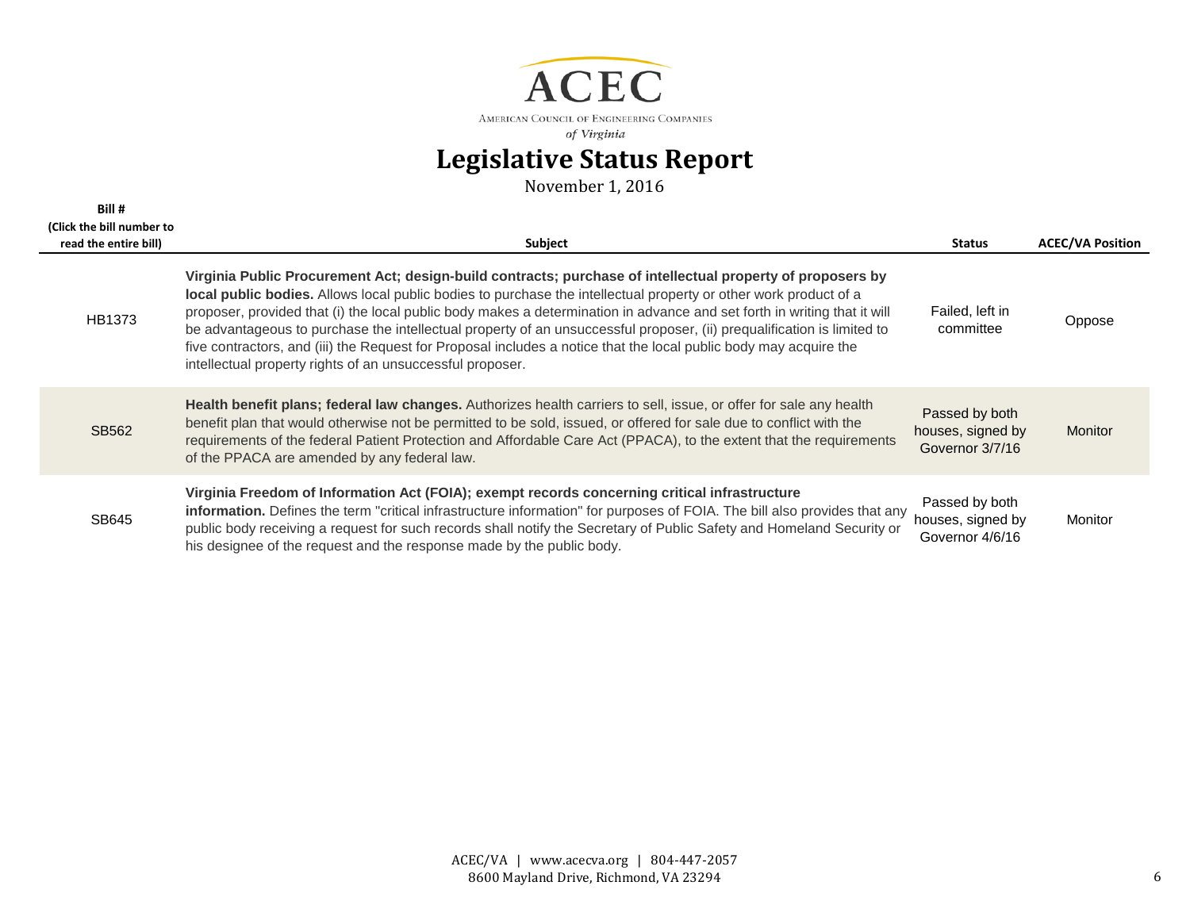ACEC

AMERICAN COUNCIL OF ENGINEERING COMPANIES

*of Virginia*

# Legislative Status Report

November 1, 2016

| Bill # (Click the bill number to read the entire bill) | Subject | Status | ACEC/VA Position |
|---|---|---|---|
| HB1373 | **Virginia Public Procurement Act; design-build contracts; purchase of intellectual property of proposers by local public bodies.** Allows local public bodies to purchase the intellectual property or other work product of a proposer, provided that (i) the local public body makes a determination in advance and set forth in writing that it will be advantageous to purchase the intellectual property of an unsuccessful proposer, (ii) prequalification is limited to five contractors, and (iii) the Request for Proposal includes a notice that the local public body may acquire the intellectual property rights of an unsuccessful proposer. | Failed, left in committee | Oppose |
| SB562 | **Health benefit plans; federal law changes.** Authorizes health carriers to sell, issue, or offer for sale any health benefit plan that would otherwise not be permitted to be sold, issued, or offered for sale due to conflict with the requirements of the federal Patient Protection and Affordable Care Act (PPACA), to the extent that the requirements of the PPACA are amended by any federal law. | Passed by both houses, signed by Governor 3/7/16 | Monitor |
| SB645 | **Virginia Freedom of Information Act (FOIA); exempt records concerning critical infrastructure information.** Defines the term "critical infrastructure information" for purposes of FOIA. The bill also provides that any public body receiving a request for such records shall notify the Secretary of Public Safety and Homeland Security or his designee of the request and the response made by the public body. | Passed by both houses, signed by Governor 4/6/16 | Monitor |

ACEC/VA | www.acecva.org | 804-447-2057
8600 Mayland Drive, Richmond, VA 23294